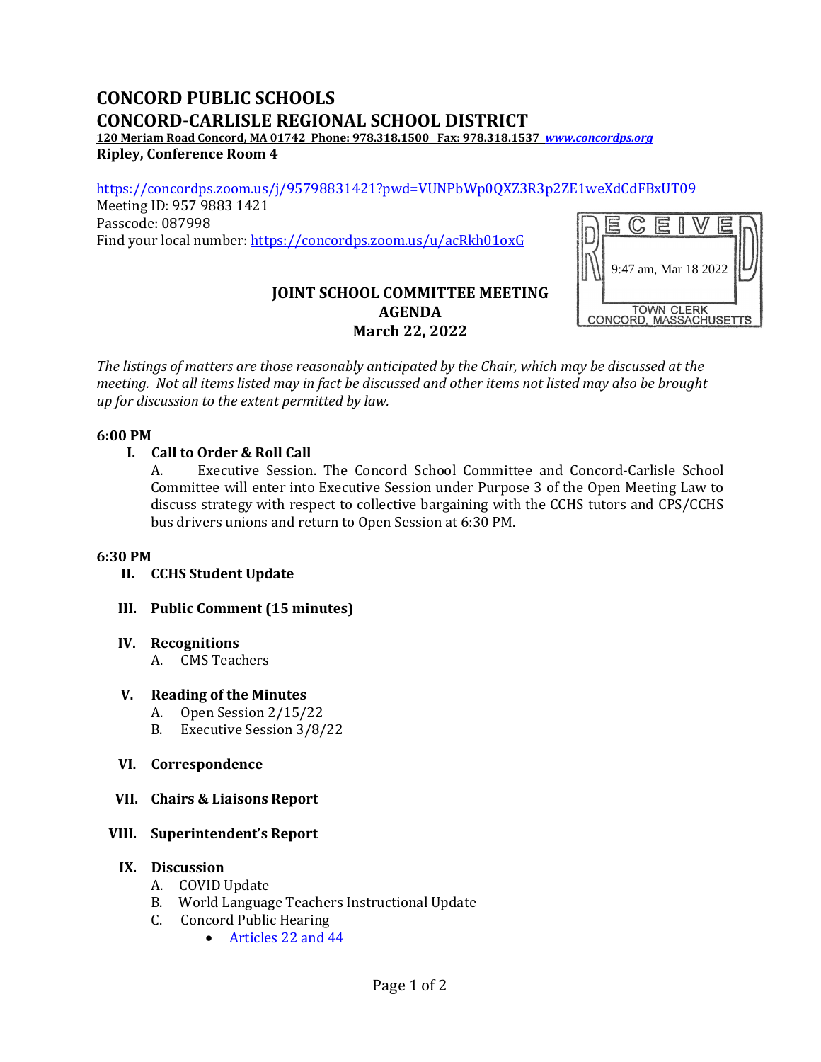# CONCORD PUBLIC SCHOOLS
# CONCORD-CARLISLE REGIONAL SCHOOL DISTRICT

**120 Meriam Road Concord, MA 01742 Phone: 978.318.1500 Fax: 978.318.1537 *www.concordps.org***

**Ripley, Conference Room 4**

https://concordps.zoom.us/j/95798831421?pwd=VUNPbWp0QXZ3R3p2ZE1weXdCdFBxUT09

Meeting ID: 957 9883 1421

Passcode: 087998

Find your local number: https://concordps.zoom.us/u/acRkh01oxG

RECEIVED
9:47 am, Mar 18 2022
TOWN CLERK
CONCORD, MASSACHUSETTS

## JOINT SCHOOL COMMITTEE MEETING
## AGENDA
## March 22, 2022

*The listings of matters are those reasonably anticipated by the Chair, which may be discussed at the meeting. Not all items listed may in fact be discussed and other items not listed may also be brought up for discussion to the extent permitted by law.*

**6:00 PM**

**I. Call to Order & Roll Call**

A. Executive Session. The Concord School Committee and Concord-Carlisle School Committee will enter into Executive Session under Purpose 3 of the Open Meeting Law to discuss strategy with respect to collective bargaining with the CCHS tutors and CPS/CCHS bus drivers unions and return to Open Session at 6:30 PM.

**6:30 PM**

**II. CCHS Student Update**

**III. Public Comment (15 minutes)**

**IV. Recognitions**

A. CMS Teachers

**V. Reading of the Minutes**

A. Open Session 2/15/22

B. Executive Session 3/8/22

**VI. Correspondence**

**VII. Chairs & Liaisons Report**

**VIII. Superintendent's Report**

**IX. Discussion**

A. COVID Update

B. World Language Teachers Instructional Update

C. Concord Public Hearing

- Articles 22 and 44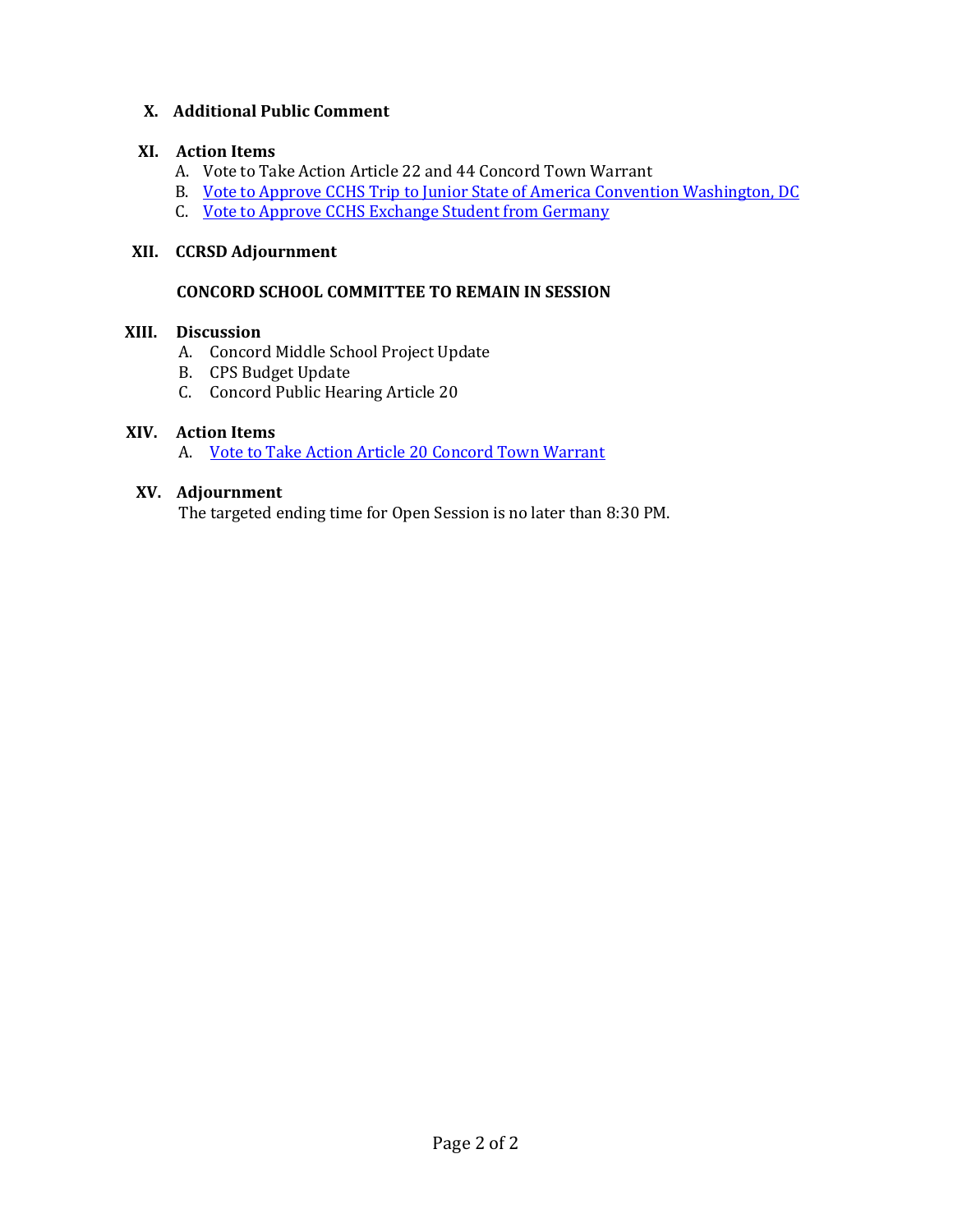**X. Additional Public Comment**

**XI. Action Items**

A. Vote to Take Action Article 22 and 44 Concord Town Warrant
B. Vote to Approve CCHS Trip to Junior State of America Convention Washington, DC
C. Vote to Approve CCHS Exchange Student from Germany

**XII. CCRSD Adjournment**

**CONCORD SCHOOL COMMITTEE TO REMAIN IN SESSION**

**XIII. Discussion**

A. Concord Middle School Project Update
B. CPS Budget Update
C. Concord Public Hearing Article 20

**XIV. Action Items**

A. Vote to Take Action Article 20 Concord Town Warrant

**XV. Adjournment**

The targeted ending time for Open Session is no later than 8:30 PM.